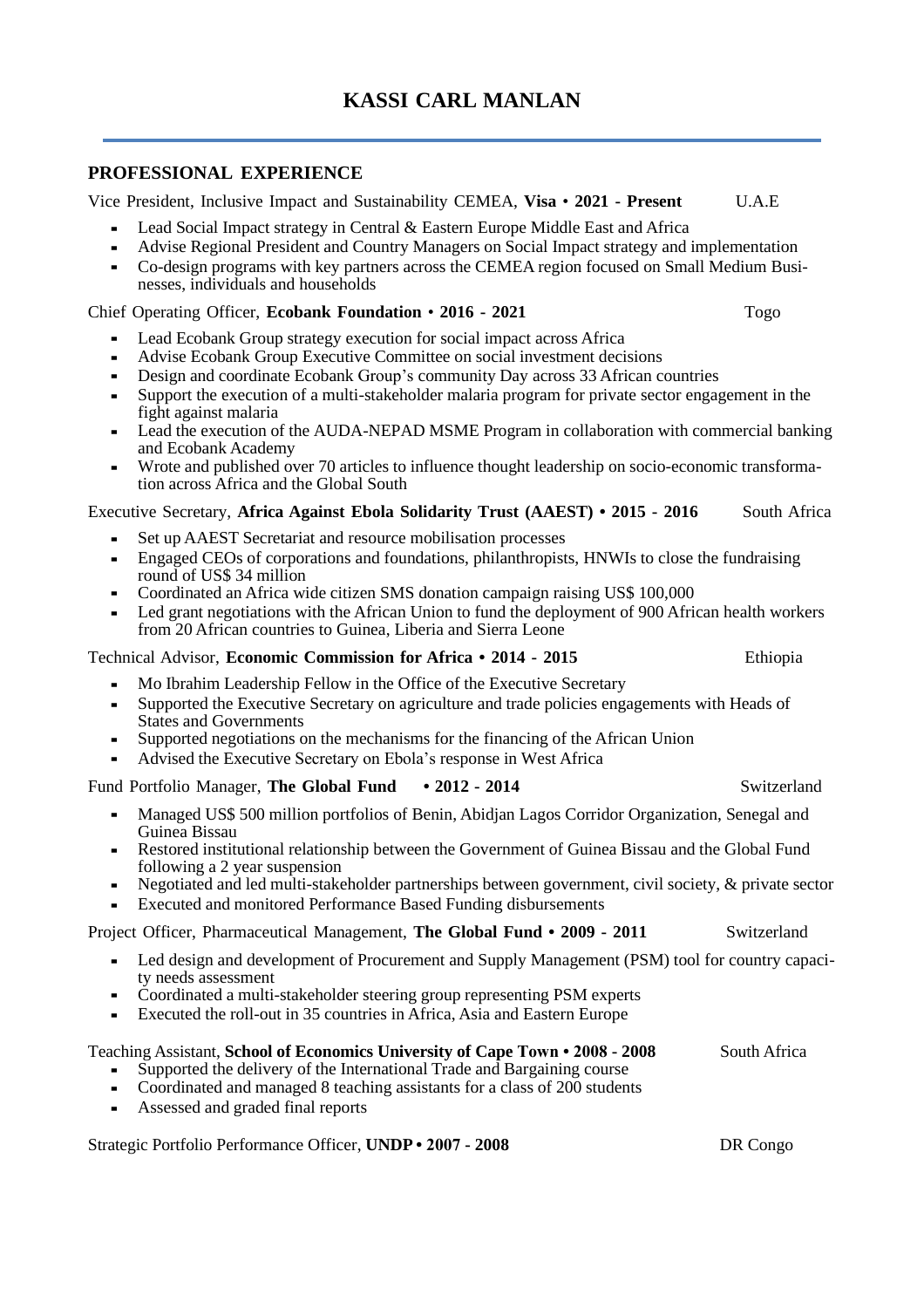# KASSI CARL MANLAN

## PROFESSIONAL EXPERIENCE

Vice President, Inclusive Impact and Sustainability CEMEA, **Visa** • **2021 - Present** U.A.E

- Lead Social Impact strategy in Central & Eastern Europe Middle East and Africa
- Advise Regional President and Country Managers on Social Impact strategy and implementation
- Co-design programs with key partners across the CEMEA region focused on Small Medium Businesses, individuals and households

Chief Operating Officer, **Ecobank Foundation** • **2016 - 2021** Togo

- Lead Ecobank Group strategy execution for social impact across Africa
- Advise Ecobank Group Executive Committee on social investment decisions
- Design and coordinate Ecobank Group's community Day across 33 African countries
- Support the execution of a multi-stakeholder malaria program for private sector engagement in the fight against malaria
- Lead the execution of the AUDA-NEPAD MSME Program in collaboration with commercial banking and Ecobank Academy
- Wrote and published over 70 articles to influence thought leadership on socio-economic transformation across Africa and the Global South

Executive Secretary, **Africa Against Ebola Solidarity Trust (AAEST) • 2015 - 2016** South Africa

- Set up AAEST Secretariat and resource mobilisation processes
- Engaged CEOs of corporations and foundations, philanthropists, HNWIs to close the fundraising round of US$ 34 million
- Coordinated an Africa wide citizen SMS donation campaign raising US$ 100,000
- Led grant negotiations with the African Union to fund the deployment of 900 African health workers from 20 African countries to Guinea, Liberia and Sierra Leone

Technical Advisor, **Economic Commission for Africa • 2014 - 2015** Ethiopia

- Mo Ibrahim Leadership Fellow in the Office of the Executive Secretary
- Supported the Executive Secretary on agriculture and trade policies engagements with Heads of States and Governments
- Supported negotiations on the mechanisms for the financing of the African Union
- Advised the Executive Secretary on Ebola's response in West Africa

Fund Portfolio Manager, **The Global Fund • 2012 - 2014** Switzerland

- Managed US$ 500 million portfolios of Benin, Abidjan Lagos Corridor Organization, Senegal and Guinea Bissau
- Restored institutional relationship between the Government of Guinea Bissau and the Global Fund following a 2 year suspension
- Negotiated and led multi-stakeholder partnerships between government, civil society, & private sector
- Executed and monitored Performance Based Funding disbursements

Project Officer, Pharmaceutical Management, **The Global Fund • 2009 - 2011** Switzerland

- Led design and development of Procurement and Supply Management (PSM) tool for country capacity needs assessment
- Coordinated a multi-stakeholder steering group representing PSM experts
- Executed the roll-out in 35 countries in Africa, Asia and Eastern Europe

Teaching Assistant, **School of Economics University of Cape Town • 2008 - 2008** South Africa

- Supported the delivery of the International Trade and Bargaining course
- Coordinated and managed 8 teaching assistants for a class of 200 students
- Assessed and graded final reports

Strategic Portfolio Performance Officer, **UNDP • 2007 - 2008** DR Congo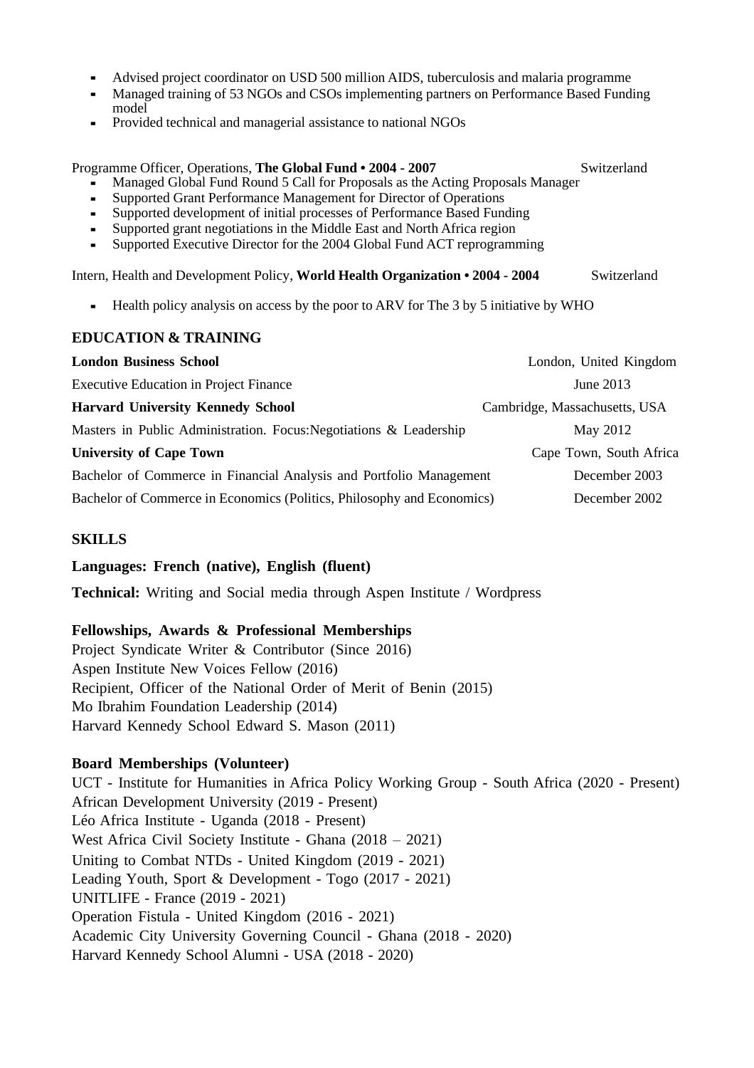- Advised project coordinator on USD 500 million AIDS, tuberculosis and malaria programme
- Managed training of 53 NGOs and CSOs implementing partners on Performance Based Funding model
- Provided technical and managerial assistance to national NGOs

Programme Officer, Operations, **The Global Fund • 2004 - 2007** Switzerland

- Managed Global Fund Round 5 Call for Proposals as the Acting Proposals Manager
- Supported Grant Performance Management for Director of Operations
- Supported development of initial processes of Performance Based Funding
- Supported grant negotiations in the Middle East and North Africa region
- Supported Executive Director for the 2004 Global Fund ACT reprogramming

Intern, Health and Development Policy, **World Health Organization • 2004 - 2004** Switzerland

- Health policy analysis on access by the poor to ARV for The 3 by 5 initiative by WHO

## EDUCATION & TRAINING

**London Business School** London, United Kingdom

Executive Education in Project Finance June 2013

**Harvard University Kennedy School** Cambridge, Massachusetts, USA

Masters in Public Administration. Focus:Negotiations & Leadership May 2012

**University of Cape Town** Cape Town, South Africa

Bachelor of Commerce in Financial Analysis and Portfolio Management December 2003

Bachelor of Commerce in Economics (Politics, Philosophy and Economics) December 2002

## SKILLS

**Languages: French (native), English (fluent)**

**Technical:** Writing and Social media through Aspen Institute / Wordpress

### Fellowships, Awards & Professional Memberships

Project Syndicate Writer & Contributor (Since 2016)
Aspen Institute New Voices Fellow (2016)
Recipient, Officer of the National Order of Merit of Benin (2015)
Mo Ibrahim Foundation Leadership (2014)
Harvard Kennedy School Edward S. Mason (2011)

### Board Memberships (Volunteer)

UCT - Institute for Humanities in Africa Policy Working Group - South Africa (2020 - Present)
African Development University (2019 - Present)
Léo Africa Institute - Uganda (2018 - Present)
West Africa Civil Society Institute - Ghana (2018 – 2021)
Uniting to Combat NTDs - United Kingdom (2019 - 2021)
Leading Youth, Sport & Development - Togo (2017 - 2021)
UNITLIFE - France (2019 - 2021)
Operation Fistula - United Kingdom (2016 - 2021)
Academic City University Governing Council - Ghana (2018 - 2020)
Harvard Kennedy School Alumni - USA (2018 - 2020)